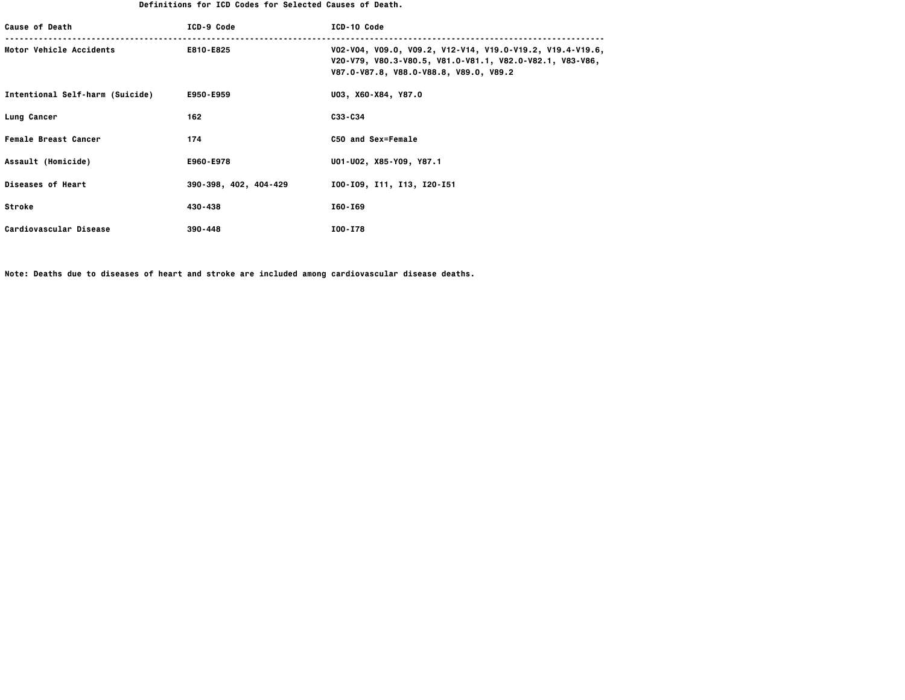# Definitions for ICD Codes for Selected Causes of Death.

| Cause of Death | ICD-9 Code | ICD-10 Code |
| --- | --- | --- |
| Motor Vehicle Accidents | E810-E825 | V02-V04, V09.0, V09.2, V12-V14, V19.0-V19.2, V19.4-V19.6, V20-V79, V80.3-V80.5, V81.0-V81.1, V82.0-V82.1, V83-V86, V87.0-V87.8, V88.0-V88.8, V89.0, V89.2 |
| Intentional Self-harm (Suicide) | E950-E959 | U03, X60-X84, Y87.0 |
| Lung Cancer | 162 | C33-C34 |
| Female Breast Cancer | 174 | C50 and Sex=Female |
| Assault (Homicide) | E960-E978 | U01-U02, X85-Y09, Y87.1 |
| Diseases of Heart | 390-398, 402, 404-429 | I00-I09, I11, I13, I20-I51 |
| Stroke | 430-438 | I60-I69 |
| Cardiovascular Disease | 390-448 | I00-I78 |

Note: Deaths due to diseases of heart and stroke are included among cardiovascular disease deaths.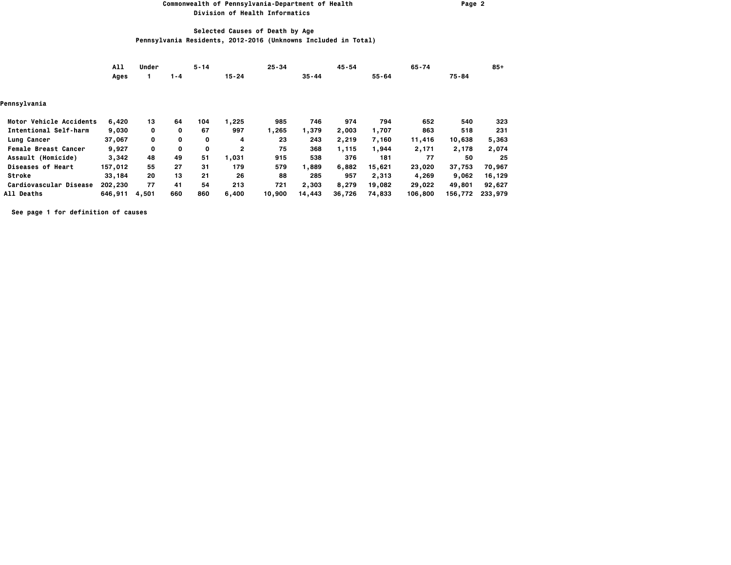**Commonwealth of Pennsylvania-Department of Health**
**Division of Health Informatics**

## Selected Causes of Death by Age
### Pennsylvania Residents, 2012-2016 (Unknowns Included in Total)

| | All Ages | Under 1 | 1-4 | 5-14 | 15-24 | 25-34 | 35-44 | 45-54 | 55-64 | 65-74 | 75-84 | 85+ |
|---|---|---|---|---|---|---|---|---|---|---|---|---|
| **Pennsylvania** | | | | | | | | | | | | |
| Motor Vehicle Accidents | 6,420 | 13 | 64 | 104 | 1,225 | 985 | 746 | 974 | 794 | 652 | 540 | 323 |
| Intentional Self-harm | 9,030 | 0 | 0 | 67 | 997 | 1,265 | 1,379 | 2,003 | 1,707 | 863 | 518 | 231 |
| Lung Cancer | 37,067 | 0 | 0 | 0 | 4 | 23 | 243 | 2,219 | 7,160 | 11,416 | 10,638 | 5,363 |
| Female Breast Cancer | 9,927 | 0 | 0 | 0 | 2 | 75 | 368 | 1,115 | 1,944 | 2,171 | 2,178 | 2,074 |
| Assault (Homicide) | 3,342 | 48 | 49 | 51 | 1,031 | 915 | 538 | 376 | 181 | 77 | 50 | 25 |
| Diseases of Heart | 157,012 | 55 | 27 | 31 | 179 | 579 | 1,889 | 6,882 | 15,621 | 23,020 | 37,753 | 70,967 |
| Stroke | 33,184 | 20 | 13 | 21 | 26 | 88 | 285 | 957 | 2,313 | 4,269 | 9,062 | 16,129 |
| Cardiovascular Disease | 202,230 | 77 | 41 | 54 | 213 | 721 | 2,303 | 8,279 | 19,082 | 29,022 | 49,801 | 92,627 |
| All Deaths | 646,911 | 4,501 | 660 | 860 | 6,400 | 10,900 | 14,443 | 36,726 | 74,833 | 106,800 | 156,772 | 233,979 |

See page 1 for definition of causes